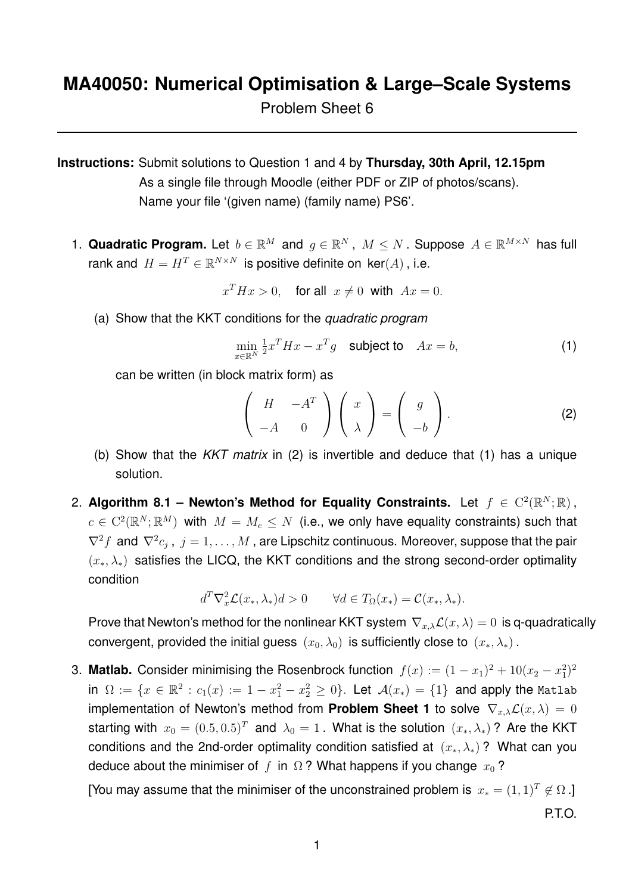# MA40050: Numerical Optimisation & Large–Scale Systems

Problem Sheet 6

---

**Instructions:** Submit solutions to Question 1 and 4 by **Thursday, 30th April, 12.15pm**
As a single file through Moodle (either PDF or ZIP of photos/scans).
Name your file '(given name) (family name) PS6'.

1. **Quadratic Program.** Let $b \in \mathbb{R}^M$ and $g \in \mathbb{R}^N$, $M \leq N$. Suppose $A \in \mathbb{R}^{M \times N}$ has full rank and $H = H^T \in \mathbb{R}^{N \times N}$ is positive definite on $\ker(A)$, i.e.

$$x^T H x > 0, \quad \text{for all } x \neq 0 \text{ with } Ax = 0.$$

   (a) Show that the KKT conditions for the *quadratic program*

$$\min_{x \in \mathbb{R}^N} \tfrac{1}{2} x^T H x - x^T g \quad \text{subject to} \quad Ax = b, \tag{1}$$

   can be written (in block matrix form) as

$$\begin{pmatrix} H & -A^T \\ -A & 0 \end{pmatrix} \begin{pmatrix} x \\ \lambda \end{pmatrix} = \begin{pmatrix} g \\ -b \end{pmatrix}. \tag{2}$$

   (b) Show that the *KKT matrix* in (2) is invertible and deduce that (1) has a unique solution.

2. **Algorithm 8.1 – Newton's Method for Equality Constraints.** Let $f \in \mathrm{C}^2(\mathbb{R}^N; \mathbb{R})$, $c \in \mathrm{C}^2(\mathbb{R}^N; \mathbb{R}^M)$ with $M = M_e \leq N$ (i.e., we only have equality constraints) such that $\nabla^2 f$ and $\nabla^2 c_j$, $j = 1, \ldots, M$, are Lipschitz continuous. Moreover, suppose that the pair $(x_*, \lambda_*)$ satisfies the LICQ, the KKT conditions and the strong second-order optimality condition

$$d^T \nabla_x^2 \mathcal{L}(x_*, \lambda_*) d > 0 \qquad \forall d \in T_\Omega(x_*) = \mathcal{C}(x_*, \lambda_*).$$

   Prove that Newton's method for the nonlinear KKT system $\nabla_{x,\lambda} \mathcal{L}(x, \lambda) = 0$ is q-quadratically convergent, provided the initial guess $(x_0, \lambda_0)$ is sufficiently close to $(x_*, \lambda_*)$.

3. **Matlab.** Consider minimising the Rosenbrock function $f(x) := (1 - x_1)^2 + 10(x_2 - x_1^2)^2$ in $\Omega := \{x \in \mathbb{R}^2 : c_1(x) := 1 - x_1^2 - x_2^2 \geq 0\}$. Let $\mathcal{A}(x_*) = \{1\}$ and apply the `Matlab` implementation of Newton's method from **Problem Sheet 1** to solve $\nabla_{x,\lambda} \mathcal{L}(x, \lambda) = 0$ starting with $x_0 = (0.5, 0.5)^T$ and $\lambda_0 = 1$. What is the solution $(x_*, \lambda_*)$? Are the KKT conditions and the 2nd-order optimality condition satisfied at $(x_*, \lambda_*)$? What can you deduce about the minimiser of $f$ in $\Omega$? What happens if you change $x_0$?

   [You may assume that the minimiser of the unconstrained problem is $x_* = (1, 1)^T \notin \Omega$.]

P.T.O.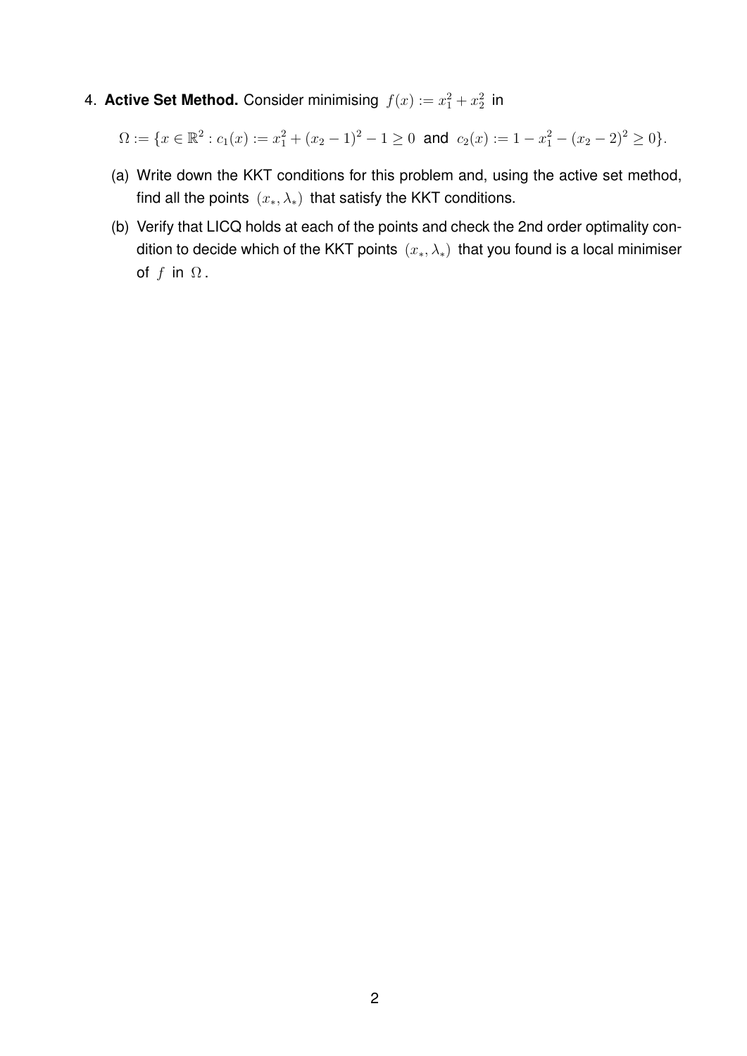4. **Active Set Method.** Consider minimising $f(x) := x_1^2 + x_2^2$ in

$$\Omega := \{x \in \mathbb{R}^2 : c_1(x) := x_1^2 + (x_2 - 1)^2 - 1 \geq 0 \text{ and } c_2(x) := 1 - x_1^2 - (x_2 - 2)^2 \geq 0\}.$$

   (a) Write down the KKT conditions for this problem and, using the active set method, find all the points $(x_*, \lambda_*)$ that satisfy the KKT conditions.

   (b) Verify that LICQ holds at each of the points and check the 2nd order optimality condition to decide which of the KKT points $(x_*, \lambda_*)$ that you found is a local minimiser of $f$ in $\Omega$.